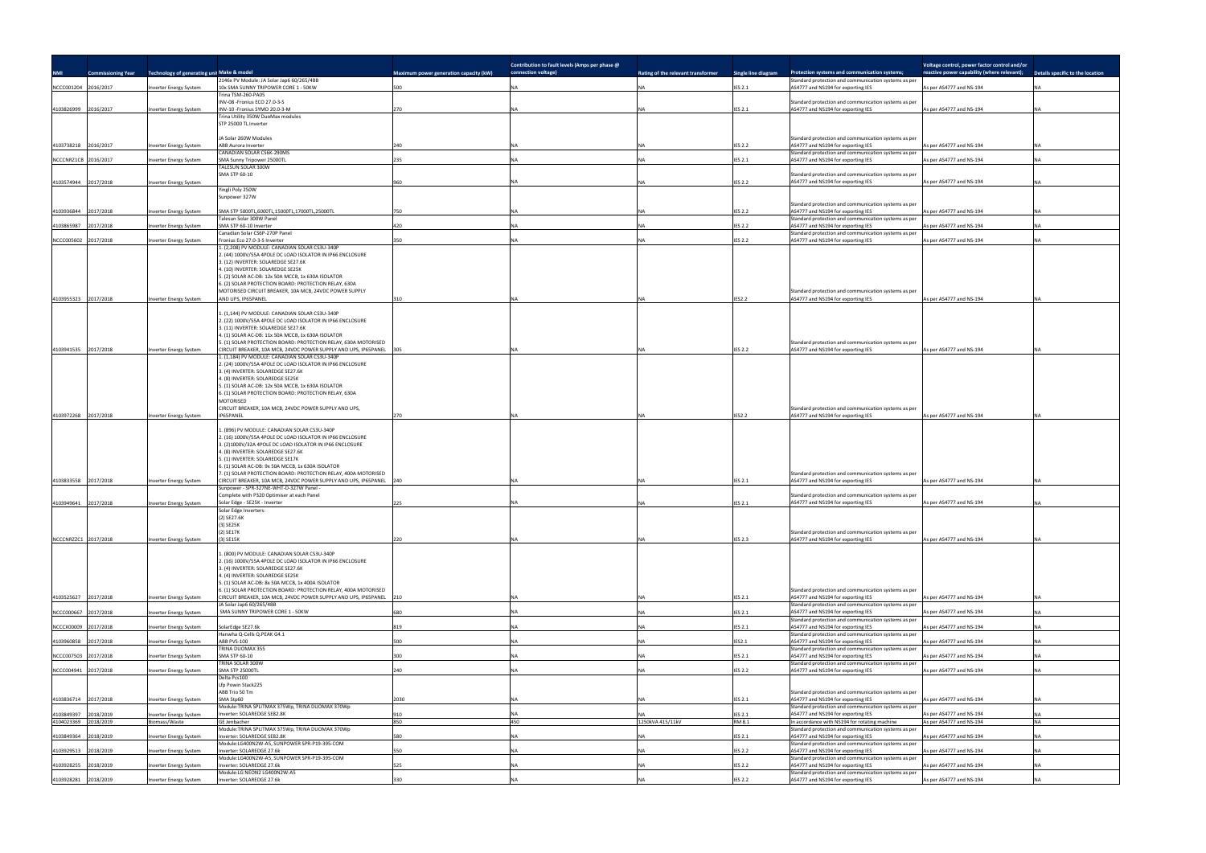| NMI | Commissioning Year | Technology of generating unit | Make & model | Maximum power generation capacity (kW) | Contribution to fault levels (Amps per phase @ connection voltage) | Rating of the relevant transformer | Single line diagram | Protection systems and communication systems; | Voltage control, power factor control and/or reactive power capability (where relevant); | Details specific to the location |
|---|---|---|---|---|---|---|---|---|---|---|
| NCCC001204 | 2016/2017 | Inverter Energy System | 2146x PV Module: JA Solar Jap6 60/265/4BB 10x SMA SUNNY TRIPOWER CORE 1 - 50KW | 500 | NA | NA | IES 2.1 | Standard protection and communication systems as per AS4777 and NS194 for exporting IES | As per AS4777 and NS-194 | NA |
| 4103826999 | 2016/2017 | Inverter Energy System | Trina TSM-260-PA05 INV-08 -Fronius ECO 27.0-3-S INV-10 -Fronius SYMO 20.0-3-M | 270 | NA | NA | IES 2.1 | Standard protection and communication systems as per AS4777 and NS194 for exporting IES | As per AS4777 and NS-194 | NA |
| 4103738218 | 2016/2017 | Inverter Energy System | Trina Utility 350W DuoMax modules STP 25000 TL Inverter JA Solar 260W Modules ABB Aurora Inverter | 240 | NA | NA | IES 2.2 | Standard protection and communication systems as per AS4777 and NS194 for exporting IES | As per AS4777 and NS-194 | NA |
| NCCCNRZ1CB | 2016/2017 | Inverter Energy System | CANADIAN SOLAR CS6K-290MS SMA Sunny Tripower 25000TL | 235 | NA | NA | IES 2.1 | Standard protection and communication systems as per AS4777 and NS194 for exporting IES | As per AS4777 and NS-194 | NA |
| 4103574944 | 2017/2018 | Inverter Energy System | TALESUN SOLAR 300W SMA STP 60-10 | 960 | NA | NA | IES 2.2 | Standard protection and communication systems as per AS4777 and NS194 for exporting IES | As per AS4777 and NS-194 | NA |
| 4103936844 | 2017/2018 | Inverter Energy System | Yingli Poly 250W Sunpower 327W SMA STP 5000TL,6000TL,15000TL,17000TL,25000TL | 750 | NA | NA | IES 2.2 | Standard protection and communication systems as per AS4777 and NS194 for exporting IES | As per AS4777 and NS-194 | NA |
| 4103865987 | 2017/2018 | Inverter Energy System | Talesun Solar 300W Panel SMA STP 60-10 Inverter | 420 | NA | NA | IES 2.2 | Standard protection and communication systems as per AS4777 and NS194 for exporting IES | As per AS4777 and NS-194 | NA |
| NCCC005602 | 2017/2018 | Inverter Energy System | Canadian Solar CS6P-270P Panel Fronius Eco 27.0-3-S Inverter | 350 | NA | NA | IES 2.2 | Standard protection and communication systems as per AS4777 and NS194 for exporting IES | As per AS4777 and NS-194 | NA |
| 4103955323 | 2017/2018 | Inverter Energy System | 1. (2,208) PV MODULE: CANADIAN SOLAR CS3U-340P 2. (44) 1000V/55A 4POLE DC LOAD ISOLATOR IN IP66 ENCLOSURE 3. (12) INVERTER: SOLAREDGE SE27.6K 4. (10) INVERTER: SOLAREDGE SE25K 5. (2) SOLAR AC-DB: 12x 50A MCCB, 1x 630A ISOLATOR 6. (2) SOLAR PROTECTION BOARD: PROTECTION RELAY, 630A MOTORISED CIRCUIT BREAKER, 10A MCB, 24VDC POWER SUPPLY AND UPS, IP65PANEL | 310 | NA | NA | IES2.2 | Standard protection and communication systems as per AS4777 and NS194 for exporting IES | As per AS4777 and NS-194 | NA |
| 4103941535 | 2017/2018 | Inverter Energy System | 1. (1,144) PV MODULE: CANADIAN SOLAR CS3U-340P 2. (22) 1000V/55A 4POLE DC LOAD ISOLATOR IN IP66 ENCLOSURE 3. (11) INVERTER: SOLAREDGE SE27.6K 4. (1) SOLAR AC-DB: 11x 50A MCCB, 1x 630A ISOLATOR 5. (1) SOLAR PROTECTION BOARD: PROTECTION RELAY, 630A MOTORISED CIRCUIT BREAKER, 10A MCB, 24VDC POWER SUPPLY AND UPS, IP65PANEL | 305 | NA | NA | IES 2.2 | Standard protection and communication systems as per AS4777 and NS194 for exporting IES | As per AS4777 and NS-194 | NA |
| 4103972268 | 2017/2018 | Inverter Energy System | 1. (1,184) PV MODULE: CANADIAN SOLAR CS3U-340P 2. (24) 1000V/55A 4POLE DC LOAD ISOLATOR IN IP66 ENCLOSURE 3. (4) INVERTER: SOLAREDGE SE27.6K 4. (8) INVERTER: SOLAREDGE SE25K 5. (1) SOLAR AC-DB: 12x 50A MCCB, 1x 630A ISOLATOR 6. (1) SOLAR PROTECTION BOARD: PROTECTION RELAY, 630A MOTORISED CIRCUIT BREAKER, 10A MCB, 24VDC POWER SUPPLY AND UPS, IP65PANEL | 270 | NA | NA | IES2.2 | Standard protection and communication systems as per AS4777 and NS194 for exporting IES | As per AS4777 and NS-194 | NA |
| 4103833558 | 2017/2018 | Inverter Energy System | 1. (896) PV MODULE: CANADIAN SOLAR CS3U-340P 2. (16) 1000V/55A 4POLE DC LOAD ISOLATOR IN IP66 ENCLOSURE 3. (2)1000V/32A 4POLE DC LOAD ISOLATOR IN IP66 ENCLOSURE 4. (8) INVERTER: SOLAREDGE SE27.6K 5. (1) INVERTER: SOLAREDGE SE17K 6. (1) SOLAR AC-DB: 9x 50A MCCB, 1x 630A ISOLATOR 7. (1) SOLAR PROTECTION BOARD: PROTECTION RELAY, 400A MOTORISED CIRCUIT BREAKER, 10A MCB, 24VDC POWER SUPPLY AND UPS, IP65PANEL | 240 | NA | NA | IES 2.1 | Standard protection and communication systems as per AS4777 and NS194 for exporting IES | As per AS4777 and NS-194 | NA |
| 4103949641 | 2017/2018 | Inverter Energy System | Sunpower - SPR-327NE-WHT-D-327W Panel - Complete with P320 Optimiser at each Panel Solar Edge - SE25K - Inverter | 225 | NA | NA | IES 2.1 | Standard protection and communication systems as per AS4777 and NS194 for exporting IES | As per AS4777 and NS-194 | NA |
| NCCCNRZZC1 | 2017/2018 | Inverter Energy System | Solar Edge Inverters: (2) SE27.6K (3) SE25K (2) SE17K (3) SE15K | 220 | NA | NA | IES 2.3 | Standard protection and communication systems as per AS4777 and NS194 for exporting IES | As per AS4777 and NS-194 | NA |
| 4103525627 | 2017/2018 | Inverter Energy System | 1. (800) PV MODULE: CANADIAN SOLAR CS3U-340P 2. (16) 1000V/55A 4POLE DC LOAD ISOLATOR IN IP66 ENCLOSURE 3. (4) INVERTER: SOLAREDGE SE27.6K 4. (4) INVERTER: SOLAREDGE SE25K 5. (1) SOLAR AC-DB: 8x 50A MCCB, 1x 400A ISOLATOR 6. (1) SOLAR PROTECTION BOARD: PROTECTION RELAY, 400A MOTORISED CIRCUIT BREAKER, 10A MCB, 24VDC POWER SUPPLY AND UPS, IP65PANEL | 210 | NA | NA | IES 2.1 | Standard protection and communication systems as per AS4777 and NS194 for exporting IES | As per AS4777 and NS-194 | NA |
| NCCC000667 | 2017/2018 | Inverter Energy System | JA Solar Jap6 60/265/4BB SMA SUNNY TRIPOWER CORE 1 - 50KW | 680 | NA | NA | IES 2.1 | Standard protection and communication systems as per AS4777 and NS194 for exporting IES | As per AS4777 and NS-194 | NA |
| NCCCX00009 | 2017/2018 | Inverter Energy System | SolarEdge SE27.6k | 819 | NA | NA | IES 2.1 | Standard protection and communication systems as per AS4777 and NS194 for exporting IES | As per AS4777 and NS-194 | NA |
| 4103960858 | 2017/2018 | Inverter Energy System | Hanwha Q-Cells Q.PEAK G4.1 ABB PVS-100 | 500 | NA | NA | IES2.1 | Standard protection and communication systems as per AS4777 and NS194 for exporting IES | As per AS4777 and NS-194 | NA |
| NCCC007503 | 2017/2018 | Inverter Energy System | TRINA DUOMAX 355 SMA STP 60-10 | 300 | NA | NA | IES 2.1 | Standard protection and communication systems as per AS4777 and NS194 for exporting IES | As per AS4777 and NS-194 | NA |
| NCCC004941 | 2017/2018 | Inverter Energy System | TRINA SOLAR 300W SMA STP 25000TL | 240 | NA | NA | IES 2.2 | Standard protection and communication systems as per AS4777 and NS194 for exporting IES | As per AS4777 and NS-194 | NA |
| 4103836714 | 2017/2018 | Inverter Energy System | Delta Pcs100 Lfp Powin Stack225 ABB Trio 50 Tm SMA Stp60 | 2030 | NA | NA | IES 2.1 | Standard protection and communication systems as per AS4777 and NS194 for exporting IES | As per AS4777 and NS-194 | NA |
| 4103849397 | 2018/2019 | Inverter Energy System | Module:TRINA SPLITMAX 375Wp, TRINA DUOMAX 370Wp Inverter: SOLAREDGE SE82.8K | 910 | NA | NA | IES 2.1 | Standard protection and communication systems as per AS4777 and NS194 for exporting IES | As per AS4777 and NS-194 | NA |
| 4104023369 | 2018/2019 | Biomass/Waste | GE Jenbacher | 850 | 450 | 1250kVA 415/11kV | RM 8.1 | In accordance with NS194 for rotating machine | As per AS4777 and NS-194 | NA |
| 4103849364 | 2018/2019 | Inverter Energy System | Module:TRINA SPLITMAX 375Wp, TRINA DUOMAX 370Wp Inverter: SOLAREDGE SE82.8K | 580 | NA | NA | IES 2.1 | Standard protection and communication systems as per AS4777 and NS194 for exporting IES | As per AS4777 and NS-194 | NA |
| 4103929513 | 2018/2019 | Inverter Energy System | Module:LG400N2W-A5, SUNPOWER SPR-P19-395-COM Inverter: SOLAREDGE 27.6k | 550 | NA | NA | IES 2.2 | Standard protection and communication systems as per AS4777 and NS194 for exporting IES | As per AS4777 and NS-194 | NA |
| 4103928255 | 2018/2019 | Inverter Energy System | Module:LG400N2W-A5, SUNPOWER SPR-P19-395-COM Inverter: SOLAREDGE 27.6k | 525 | NA | NA | IES 2.2 | Standard protection and communication systems as per AS4777 and NS194 for exporting IES | As per AS4777 and NS-194 | NA |
| 4103928281 | 2018/2019 | Inverter Energy System | Module:LG NEON2 LG400N2W-A5 Inverter: SOLAREDGE 27.6k | 330 | NA | NA | IES 2.2 | Standard protection and communication systems as per AS4777 and NS194 for exporting IES | As per AS4777 and NS-194 | NA |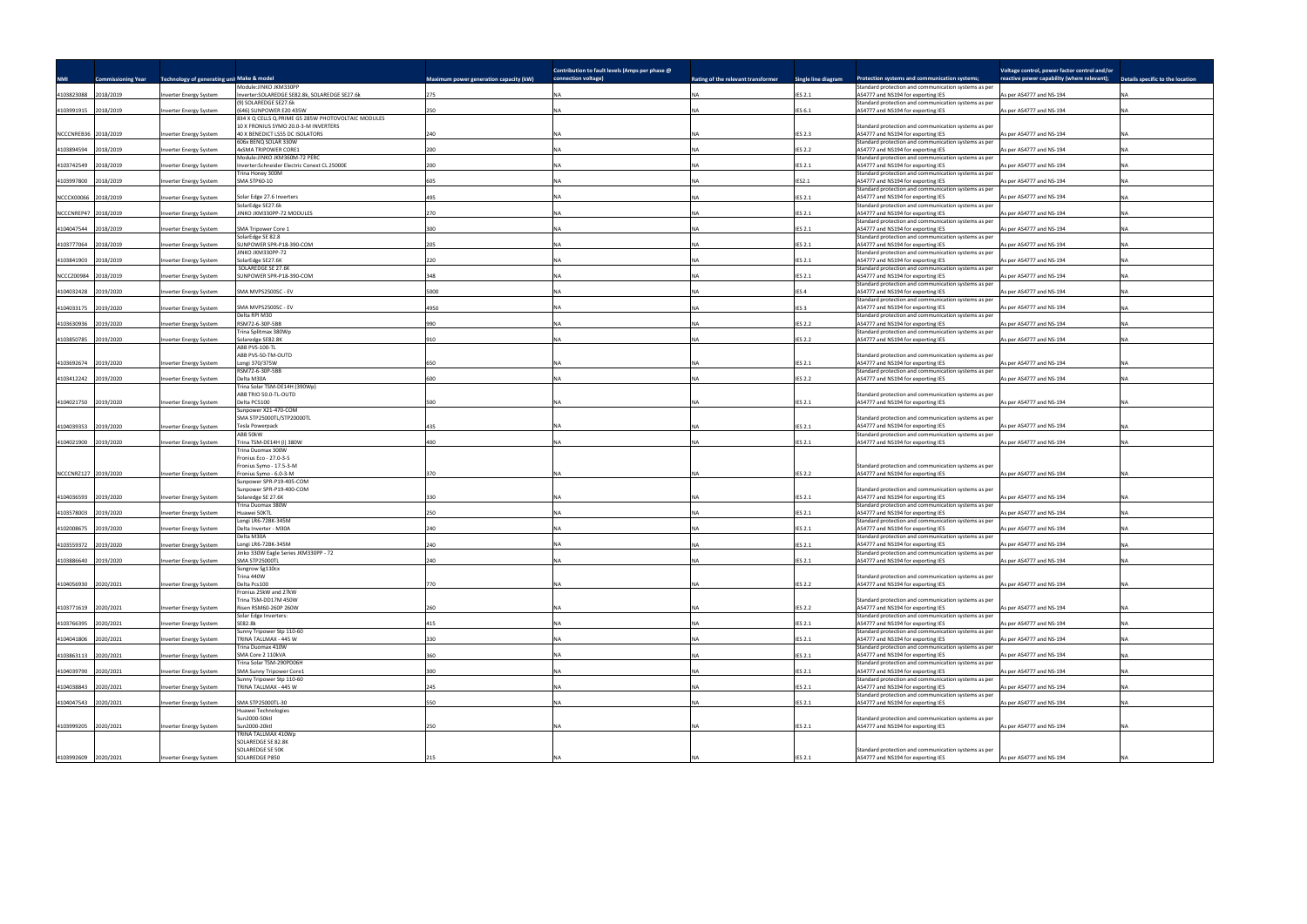| NMI | Commissioning Year | Technology of generating unit | Make & model | Maximum power generation capacity (kW) | Contribution to fault levels (Amps per phase @ connection voltage) | Rating of the relevant transformer | Single line diagram | Protection systems and communication systems; | Voltage control, power factor control and/or reactive power capability (where relevant); | Details specific to the location |
|---|---|---|---|---|---|---|---|---|---|---|
| 4103823088 | 2018/2019 | Inverter Energy System | Module:JINKO JKM330PP Inverter:SOLAREDGE SE82.8k, SOLAREDGE SE27.6k | 275 | NA | NA | IES 2.1 | Standard protection and communication systems as per AS4777 and NS194 for exporting IES | As per AS4777 and NS-194 | NA |
| 4103991915 | 2018/2019 | Inverter Energy System | (9) SOLAREDGE SE27.6k (646) SUNPOWER E20 435W | 250 | NA | NA | IES 6.1 | Standard protection and communication systems as per AS4777 and NS194 for exporting IES | As per AS4777 and NS-194 | NA |
| NCCCNREB36 | 2018/2019 | Inverter Energy System | 834 X Q CELLS Q.PRIME G5 285W PHOTOVOLTAIC MODULES 10 X FRONIUS SYMO 20.0-3-M INVERTERS 40 X BENEDICT LS55 DC ISOLATORS | 240 | NA | NA | IES 2.3 | Standard protection and communication systems as per AS4777 and NS194 for exporting IES | As per AS4777 and NS-194 | NA |
| 4103894594 | 2018/2019 | Inverter Energy System | 606x BENQ SOLAR 330W 4xSMA TRIPOWER CORE1 | 200 | NA | NA | IES 2.2 | Standard protection and communication systems as per AS4777 and NS194 for exporting IES | As per AS4777 and NS-194 | NA |
| 4103742549 | 2018/2019 | Inverter Energy System | Module:JINKO JKM360M-72 PERC Inverter:Schneider Electric Conext CL 25000E | 200 | NA | NA | IES 2.1 | Standard protection and communication systems as per AS4777 and NS194 for exporting IES | As per AS4777 and NS-194 | NA |
| 4103997800 | 2018/2019 | Inverter Energy System | Trina Honey 300M SMA STP60-10 | 605 | NA | NA | IES2.1 | Standard protection and communication systems as per AS4777 and NS194 for exporting IES | As per AS4777 and NS-194 | NA |
| NCCCX00066 | 2018/2019 | Inverter Energy System | Solar Edge 27.6 Inverters | 495 | NA | NA | IES 2.1 | Standard protection and communication systems as per AS4777 and NS194 for exporting IES | As per AS4777 and NS-194 | NA |
| NCCCNREP47 | 2018/2019 | Inverter Energy System | SolarEdge SE27.6k JINKO JKM330PP-72 MODULES | 270 | NA | NA | IES 2.1 | Standard protection and communication systems as per AS4777 and NS194 for exporting IES | As per AS4777 and NS-194 | NA |
| 4104047544 | 2018/2019 | Inverter Energy System | SMA Tripower Core 1 | 300 | NA | NA | IES 2.1 | Standard protection and communication systems as per AS4777 and NS194 for exporting IES | As per AS4777 and NS-194 | NA |
| 4103777064 | 2018/2019 | Inverter Energy System | SolarEdge SE 82.8 SUNPOWER SPR-P18-390-COM | 205 | NA | NA | IES 2.1 | Standard protection and communication systems as per AS4777 and NS194 for exporting IES | As per AS4777 and NS-194 | NA |
| 4103841903 | 2018/2019 | Inverter Energy System | JINKO JKM330PP-72 SolarEdge SE27.6K | 220 | NA | NA | IES 2.1 | Standard protection and communication systems as per AS4777 and NS194 for exporting IES | As per AS4777 and NS-194 | NA |
| NCCCZ00984 | 2018/2019 | Inverter Energy System | SOLAREDGE SE 27.6K SUNPOWER SPR-P18-390-COM | 348 | NA | NA | IES 2.1 | Standard protection and communication systems as per AS4777 and NS194 for exporting IES | As per AS4777 and NS-194 | NA |
| 4104032428 | 2019/2020 | Inverter Energy System | SMA MVPS2500SC - EV | 5000 | NA | NA | IES 4 | Standard protection and communication systems as per AS4777 and NS194 for exporting IES | As per AS4777 and NS-194 | NA |
| 4104033175 | 2019/2020 | Inverter Energy System | SMA MVPS2500SC - EV | 4950 | NA | NA | IES 3 | Standard protection and communication systems as per AS4777 and NS194 for exporting IES | As per AS4777 and NS-194 | NA |
| 4103630936 | 2019/2020 | Inverter Energy System | Delta RPI M30 RSM72-6-30P-5BB | 990 | NA | NA | IES 2.2 | Standard protection and communication systems as per AS4777 and NS194 for exporting IES | As per AS4777 and NS-194 | NA |
| 4103850785 | 2019/2020 | Inverter Energy System | Trina Splitmax 380Wp Solaredge SE82.8K | 910 | NA | NA | IES 2.2 | Standard protection and communication systems as per AS4777 and NS194 for exporting IES | As per AS4777 and NS-194 | NA |
| 4103692674 | 2019/2020 | Inverter Energy System | ABB PVS-100-TL ABB PVS-50-TM-OUTD Longi 370/375W | 650 | NA | NA | IES 2.1 | Standard protection and communication systems as per AS4777 and NS194 for exporting IES | As per AS4777 and NS-194 | NA |
| 4103412242 | 2019/2020 | Inverter Energy System | RSM72-6-30P-5BB Delta M30A | 600 | NA | NA | IES 2.2 | Standard protection and communication systems as per AS4777 and NS194 for exporting IES | As per AS4777 and NS-194 | NA |
| 4104021750 | 2019/2020 | Inverter Energy System | Trina Solar TSM-DE14H (390Wp) ABB TRIO 50.0-TL-OUTD Delta PCS100 | 500 | NA | NA | IES 2.1 | Standard protection and communication systems as per AS4777 and NS194 for exporting IES | As per AS4777 and NS-194 | NA |
| 4104039353 | 2019/2020 | Inverter Energy System | Sunpower X21-470-COM SMA STP25000TL/STP20000TL Tesla Powerpack | 435 | NA | NA | IES 2.1 | Standard protection and communication systems as per AS4777 and NS194 for exporting IES | As per AS4777 and NS-194 | NA |
| 4104021900 | 2019/2020 | Inverter Energy System | ABB 50kW Trina TSM-DE14H (I) 380W | 400 | NA | NA | IES 2.1 | Standard protection and communication systems as per AS4777 and NS194 for exporting IES | As per AS4777 and NS-194 | NA |
| NCCCNRZ127 | 2019/2020 | Inverter Energy System | Trina Duomax 300W Fronius Eco - 27.0-3-S Fronius Symo - 17.5-3-M Fronius Symo - 6.0-3-M | 370 | NA | NA | IES 2.2 | Standard protection and communication systems as per AS4777 and NS194 for exporting IES | As per AS4777 and NS-194 | NA |
| 4104036593 | 2019/2020 | Inverter Energy System | Sunpower SPR-P19-405-COM Sunpower SPR-P19-400-COM Solaredge SE 27.6K | 330 | NA | NA | IES 2.1 | Standard protection and communication systems as per AS4777 and NS194 for exporting IES | As per AS4777 and NS-194 | NA |
| 4103578003 | 2019/2020 | Inverter Energy System | Trina Duomax 380W Huawei 50KTL | 250 | NA | NA | IES 2.1 | Standard protection and communication systems as per AS4777 and NS194 for exporting IES | As per AS4777 and NS-194 | NA |
| 4102008675 | 2019/2020 | Inverter Energy System | Longi LR6-72BK-345M Delta Inverter - M30A | 240 | NA | NA | IES 2.1 | Standard protection and communication systems as per AS4777 and NS194 for exporting IES | As per AS4777 and NS-194 | NA |
| 4103559372 | 2019/2020 | Inverter Energy System | Delta M30A Longi LR6-72BK-345M | 240 | NA | NA | IES 2.1 | Standard protection and communication systems as per AS4777 and NS194 for exporting IES | As per AS4777 and NS-194 | NA |
| 4103886640 | 2019/2020 | Inverter Energy System | Jinko 330W Eagle Series JKM330PP - 72 SMA STP25000TL | 240 | NA | NA | IES 2.1 | Standard protection and communication systems as per AS4777 and NS194 for exporting IES | As per AS4777 and NS-194 | NA |
| 4104056930 | 2020/2021 | Inverter Energy System | Sungrow Sg110cx Trina 440W Delta Pcs100 | 770 | NA | NA | IES 2.2 | Standard protection and communication systems as per AS4777 and NS194 for exporting IES | As per AS4777 and NS-194 | NA |
| 4103771619 | 2020/2021 | Inverter Energy System | Fronius 25kW and 27kW Trina TSM-DD17M 450W Risen RSM60-260P 260W | 260 | NA | NA | IES 2.2 | Standard protection and communication systems as per AS4777 and NS194 for exporting IES | As per AS4777 and NS-194 | NA |
| 4103766395 | 2020/2021 | Inverter Energy System | Solar Edge Inverters: SE82.8k | 415 | NA | NA | IES 2.1 | Standard protection and communication systems as per AS4777 and NS194 for exporting IES | As per AS4777 and NS-194 | NA |
| 4104041806 | 2020/2021 | Inverter Energy System | Sunny Tripower Stp 110-60 TRINA TALLMAX - 445 W | 330 | NA | NA | IES 2.1 | Standard protection and communication systems as per AS4777 and NS194 for exporting IES | As per AS4777 and NS-194 | NA |
| 4103863113 | 2020/2021 | Inverter Energy System | Trina Duomax 410W SMA Core 2 110kVA | 360 | NA | NA | IES 2.1 | Standard protection and communication systems as per AS4777 and NS194 for exporting IES | As per AS4777 and NS-194 | NA |
| 4104039790 | 2020/2021 | Inverter Energy System | Trina Solar TSM-290PD06H SMA Sunny Tripower Core1 | 300 | NA | NA | IES 2.1 | Standard protection and communication systems as per AS4777 and NS194 for exporting IES | As per AS4777 and NS-194 | NA |
| 4104038843 | 2020/2021 | Inverter Energy System | Sunny Tripower Stp 110-60 TRINA TALLMAX - 445 W | 245 | NA | NA | IES 2.1 | Standard protection and communication systems as per AS4777 and NS194 for exporting IES | As per AS4777 and NS-194 | NA |
| 4104047543 | 2020/2021 | Inverter Energy System | SMA STP25000TL-30 | 550 | NA | NA | IES 2.1 | Standard protection and communication systems as per AS4777 and NS194 for exporting IES | As per AS4777 and NS-194 | NA |
| 4103999205 | 2020/2021 | Inverter Energy System | Huawei Technologies Sun2000-50ktl Sun2000-20ktl | 250 | NA | NA | IES 2.1 | Standard protection and communication systems as per AS4777 and NS194 for exporting IES | As per AS4777 and NS-194 | NA |
| 4103992609 | 2020/2021 | Inverter Energy System | TRINA TALLMAX 410Wp SOLAREDGE SE 82.8K SOLAREDGE SE 50K SOLAREDGE P850 | 215 | NA | NA | IES 2.1 | Standard protection and communication systems as per AS4777 and NS194 for exporting IES | As per AS4777 and NS-194 | NA |